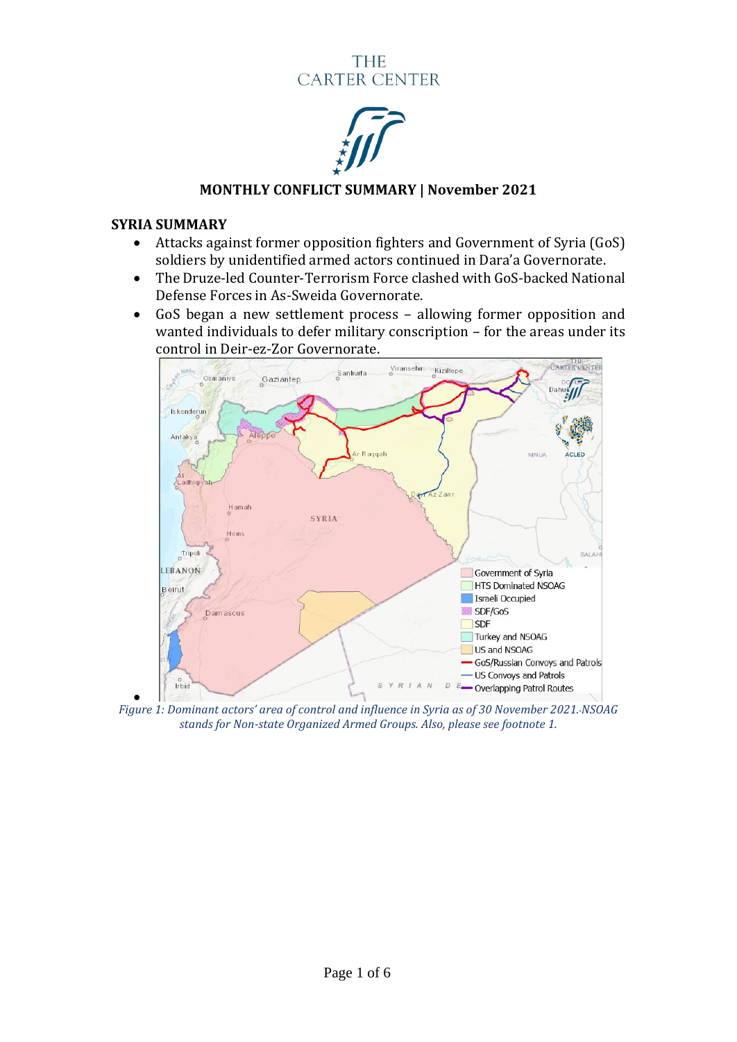THE CARTER CENTER

## MONTHLY CONFLICT SUMMARY | November 2021

### SYRIA SUMMARY

- Attacks against former opposition fighters and Government of Syria (GoS) soldiers by unidentified armed actors continued in Dara'a Governorate.
- The Druze-led Counter-Terrorism Force clashed with GoS-backed National Defense Forces in As-Sweida Governorate.
- GoS began a new settlement process – allowing former opposition and wanted individuals to defer military conscription – for the areas under its control in Deir-ez-Zor Governorate.

*Figure 1: Dominant actors' area of control and influence in Syria as of 30 November 2021.-NSOAG stands for Non-state Organized Armed Groups. Also, please see footnote 1.*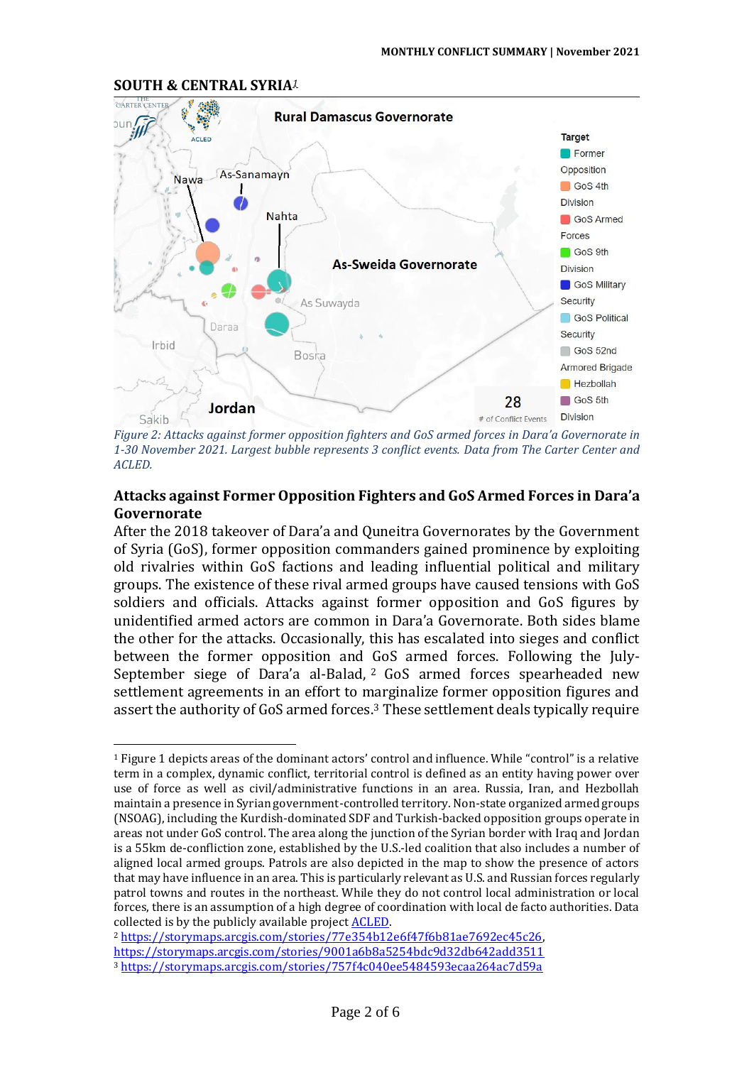## SOUTH & CENTRAL SYRIA[1]

*Figure 2: Attacks against former opposition fighters and GoS armed forces in Dara'a Governorate in 1-30 November 2021. Largest bubble represents 3 conflict events. Data from The Carter Center and ACLED.*

### Attacks against Former Opposition Fighters and GoS Armed Forces in Dara'a Governorate

After the 2018 takeover of Dara'a and Quneitra Governorates by the Government of Syria (GoS), former opposition commanders gained prominence by exploiting old rivalries within GoS factions and leading influential political and military groups. The existence of these rival armed groups have caused tensions with GoS soldiers and officials. Attacks against former opposition and GoS figures by unidentified armed actors are common in Dara'a Governorate. Both sides blame the other for the attacks. Occasionally, this has escalated into sieges and conflict between the former opposition and GoS armed forces. Following the July-September siege of Dara'a al-Balad,[2] GoS armed forces spearheaded new settlement agreements in an effort to marginalize former opposition figures and assert the authority of GoS armed forces.[3] These settlement deals typically require

---

[1] Figure 1 depicts areas of the dominant actors' control and influence. While "control" is a relative term in a complex, dynamic conflict, territorial control is defined as an entity having power over use of force as well as civil/administrative functions in an area. Russia, Iran, and Hezbollah maintain a presence in Syrian government-controlled territory. Non-state organized armed groups (NSOAG), including the Kurdish-dominated SDF and Turkish-backed opposition groups operate in areas not under GoS control. The area along the junction of the Syrian border with Iraq and Jordan is a 55km de-confliction zone, established by the U.S.-led coalition that also includes a number of aligned local armed groups. Patrols are also depicted in the map to show the presence of actors that may have influence in an area. This is particularly relevant as U.S. and Russian forces regularly patrol towns and routes in the northeast. While they do not control local administration or local forces, there is an assumption of a high degree of coordination with local de facto authorities. Data collected is by the publicly available project [ACLED](#).

[2] https://storymaps.arcgis.com/stories/77e354b12e6f47f6b81ae7692ec45c26, https://storymaps.arcgis.com/stories/9001a6b8a5254bdc9d32db642add3511

[3] https://storymaps.arcgis.com/stories/757f4c040ee5484593ecaa264ac7d59a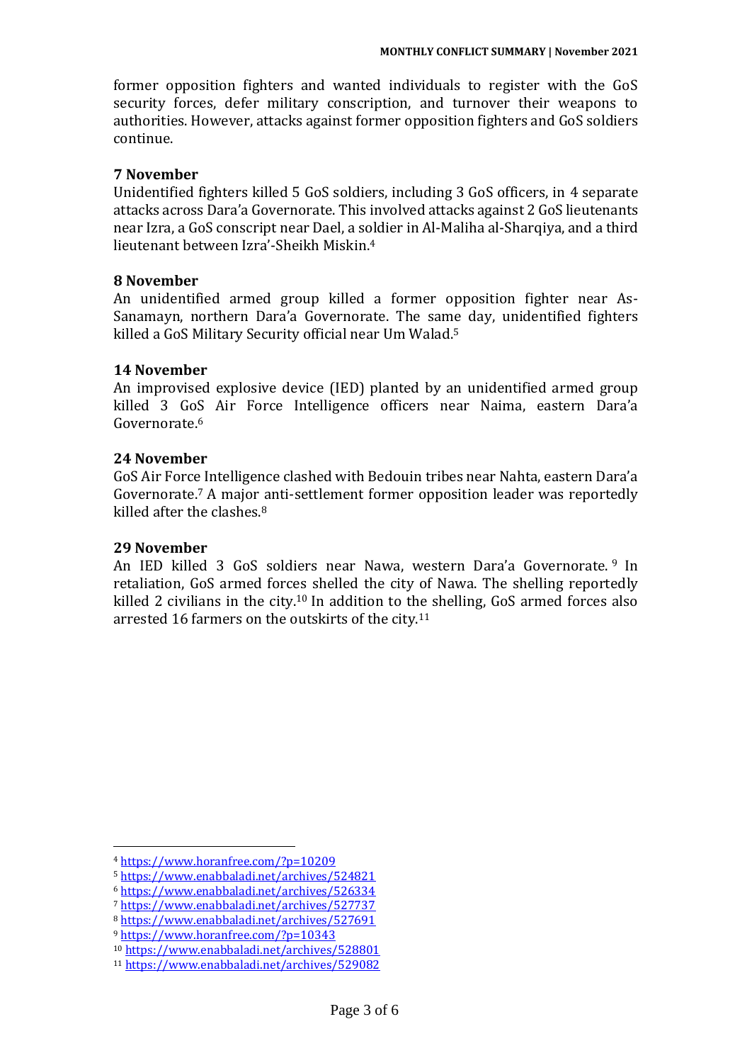former opposition fighters and wanted individuals to register with the GoS security forces, defer military conscription, and turnover their weapons to authorities. However, attacks against former opposition fighters and GoS soldiers continue.

**7 November**

Unidentified fighters killed 5 GoS soldiers, including 3 GoS officers, in 4 separate attacks across Dara'a Governorate. This involved attacks against 2 GoS lieutenants near Izra, a GoS conscript near Dael, a soldier in Al-Maliha al-Sharqiya, and a third lieutenant between Izra'-Sheikh Miskin.[4]

**8 November**

An unidentified armed group killed a former opposition fighter near As-Sanamayn, northern Dara'a Governorate. The same day, unidentified fighters killed a GoS Military Security official near Um Walad.[5]

**14 November**

An improvised explosive device (IED) planted by an unidentified armed group killed 3 GoS Air Force Intelligence officers near Naima, eastern Dara'a Governorate.[6]

**24 November**

GoS Air Force Intelligence clashed with Bedouin tribes near Nahta, eastern Dara'a Governorate.[7] A major anti-settlement former opposition leader was reportedly killed after the clashes.[8]

**29 November**

An IED killed 3 GoS soldiers near Nawa, western Dara'a Governorate.[9] In retaliation, GoS armed forces shelled the city of Nawa. The shelling reportedly killed 2 civilians in the city.[10] In addition to the shelling, GoS armed forces also arrested 16 farmers on the outskirts of the city.[11]

---

[4] https://www.horanfree.com/?p=10209
[5] https://www.enabbaladi.net/archives/524821
[6] https://www.enabbaladi.net/archives/526334
[7] https://www.enabbaladi.net/archives/527737
[8] https://www.enabbaladi.net/archives/527691
[9] https://www.horanfree.com/?p=10343
[10] https://www.enabbaladi.net/archives/528801
[11] https://www.enabbaladi.net/archives/529082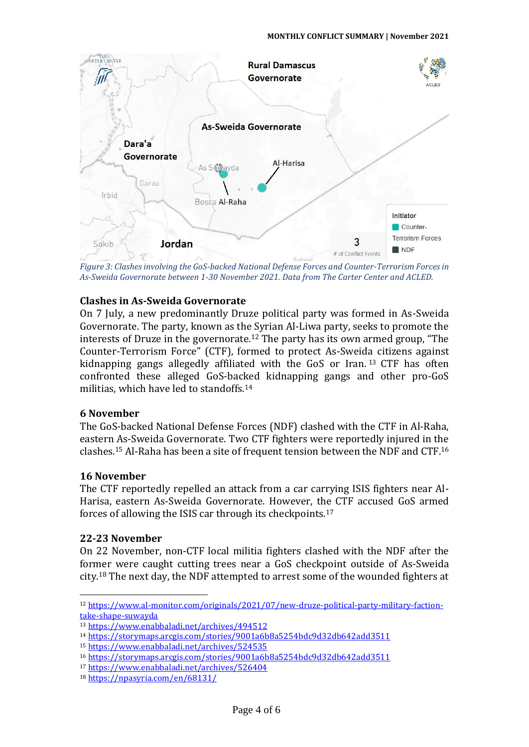*Figure 3: Clashes involving the GoS-backed National Defense Forces and Counter-Terrorism Forces in As-Sweida Governorate between 1-30 November 2021. Data from The Carter Center and ACLED.*

## Clashes in As-Sweida Governorate

On 7 July, a new predominantly Druze political party was formed in As-Sweida Governorate. The party, known as the Syrian Al-Liwa party, seeks to promote the interests of Druze in the governorate.[12] The party has its own armed group, "The Counter-Terrorism Force" (CTF), formed to protect As-Sweida citizens against kidnapping gangs allegedly affiliated with the GoS or Iran.[13] CTF has often confronted these alleged GoS-backed kidnapping gangs and other pro-GoS militias, which have led to standoffs.[14]

### 6 November

The GoS-backed National Defense Forces (NDF) clashed with the CTF in Al-Raha, eastern As-Sweida Governorate. Two CTF fighters were reportedly injured in the clashes.[15] Al-Raha has been a site of frequent tension between the NDF and CTF.[16]

### 16 November

The CTF reportedly repelled an attack from a car carrying ISIS fighters near Al-Harisa, eastern As-Sweida Governorate. However, the CTF accused GoS armed forces of allowing the ISIS car through its checkpoints.[17]

### 22-23 November

On 22 November, non-CTF local militia fighters clashed with the NDF after the former were caught cutting trees near a GoS checkpoint outside of As-Sweida city.[18] The next day, the NDF attempted to arrest some of the wounded fighters at

---

[12] https://www.al-monitor.com/originals/2021/07/new-druze-political-party-military-faction-take-shape-suwayda
[13] https://www.enabbaladi.net/archives/494512
[14] https://storymaps.arcgis.com/stories/9001a6b8a5254bdc9d32db642add3511
[15] https://www.enabbaladi.net/archives/524535
[16] https://storymaps.arcgis.com/stories/9001a6b8a5254bdc9d32db642add3511
[17] https://www.enabbaladi.net/archives/526404
[18] https://npasyria.com/en/68131/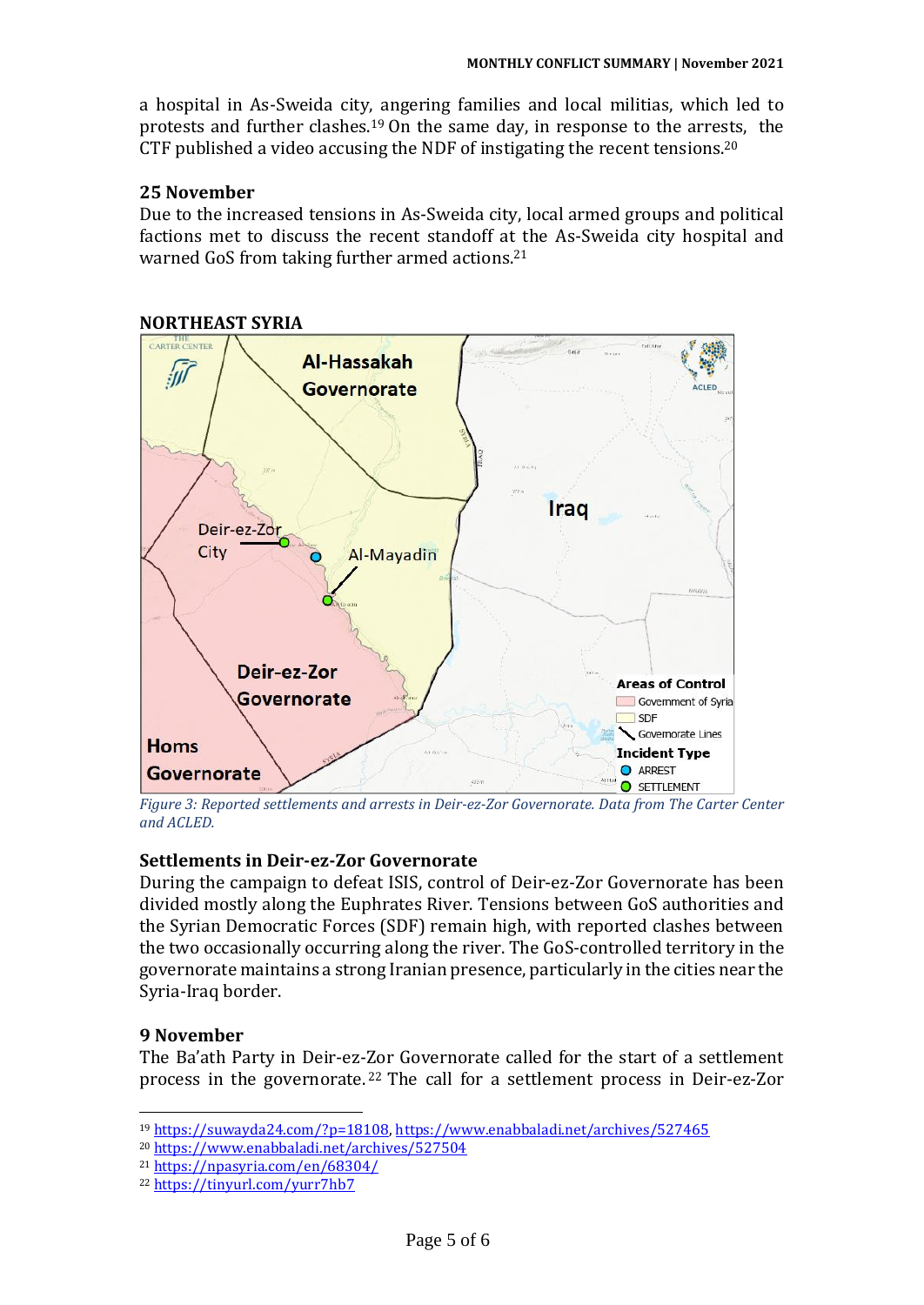a hospital in As-Sweida city, angering families and local militias, which led to protests and further clashes.[19] On the same day, in response to the arrests, the CTF published a video accusing the NDF of instigating the recent tensions.[20]

### 25 November

Due to the increased tensions in As-Sweida city, local armed groups and political factions met to discuss the recent standoff at the As-Sweida city hospital and warned GoS from taking further armed actions.[21]

## NORTHEAST SYRIA

*Figure 3: Reported settlements and arrests in Deir-ez-Zor Governorate. Data from The Carter Center and ACLED.*

### Settlements in Deir-ez-Zor Governorate

During the campaign to defeat ISIS, control of Deir-ez-Zor Governorate has been divided mostly along the Euphrates River. Tensions between GoS authorities and the Syrian Democratic Forces (SDF) remain high, with reported clashes between the two occasionally occurring along the river. The GoS-controlled territory in the governorate maintains a strong Iranian presence, particularly in the cities near the Syria-Iraq border.

### 9 November

The Ba'ath Party in Deir-ez-Zor Governorate called for the start of a settlement process in the governorate.[22] The call for a settlement process in Deir-ez-Zor

---

[19] https://suwayda24.com/?p=18108, https://www.enabbaladi.net/archives/527465

[20] https://www.enabbaladi.net/archives/527504

[21] https://npasyria.com/en/68304/

[22] https://tinyurl.com/yurr7hb7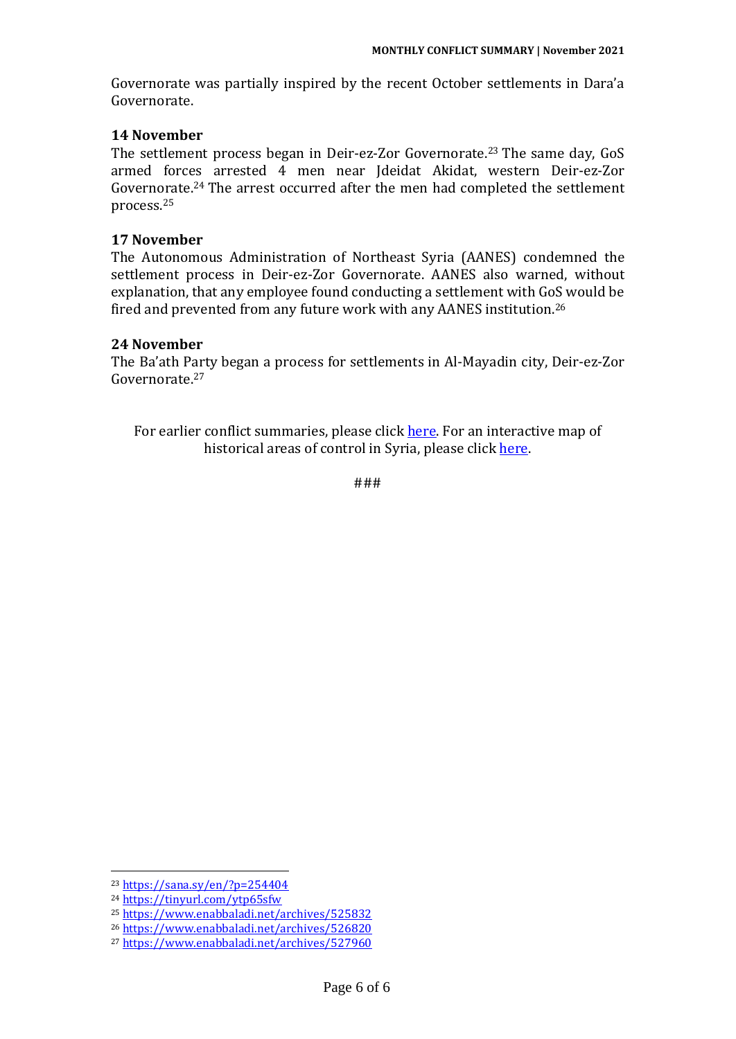Governorate was partially inspired by the recent October settlements in Dara'a Governorate.

**14 November**

The settlement process began in Deir-ez-Zor Governorate.[23] The same day, GoS armed forces arrested 4 men near Jdeidat Akidat, western Deir-ez-Zor Governorate.[24] The arrest occurred after the men had completed the settlement process.[25]

**17 November**

The Autonomous Administration of Northeast Syria (AANES) condemned the settlement process in Deir-ez-Zor Governorate. AANES also warned, without explanation, that any employee found conducting a settlement with GoS would be fired and prevented from any future work with any AANES institution.[26]

**24 November**

The Ba'ath Party began a process for settlements in Al-Mayadin city, Deir-ez-Zor Governorate.[27]

For earlier conflict summaries, please click here. For an interactive map of historical areas of control in Syria, please click here.

###

[23] https://sana.sy/en/?p=254404
[24] https://tinyurl.com/ytp65sfw
[25] https://www.enabbaladi.net/archives/525832
[26] https://www.enabbaladi.net/archives/526820
[27] https://www.enabbaladi.net/archives/527960